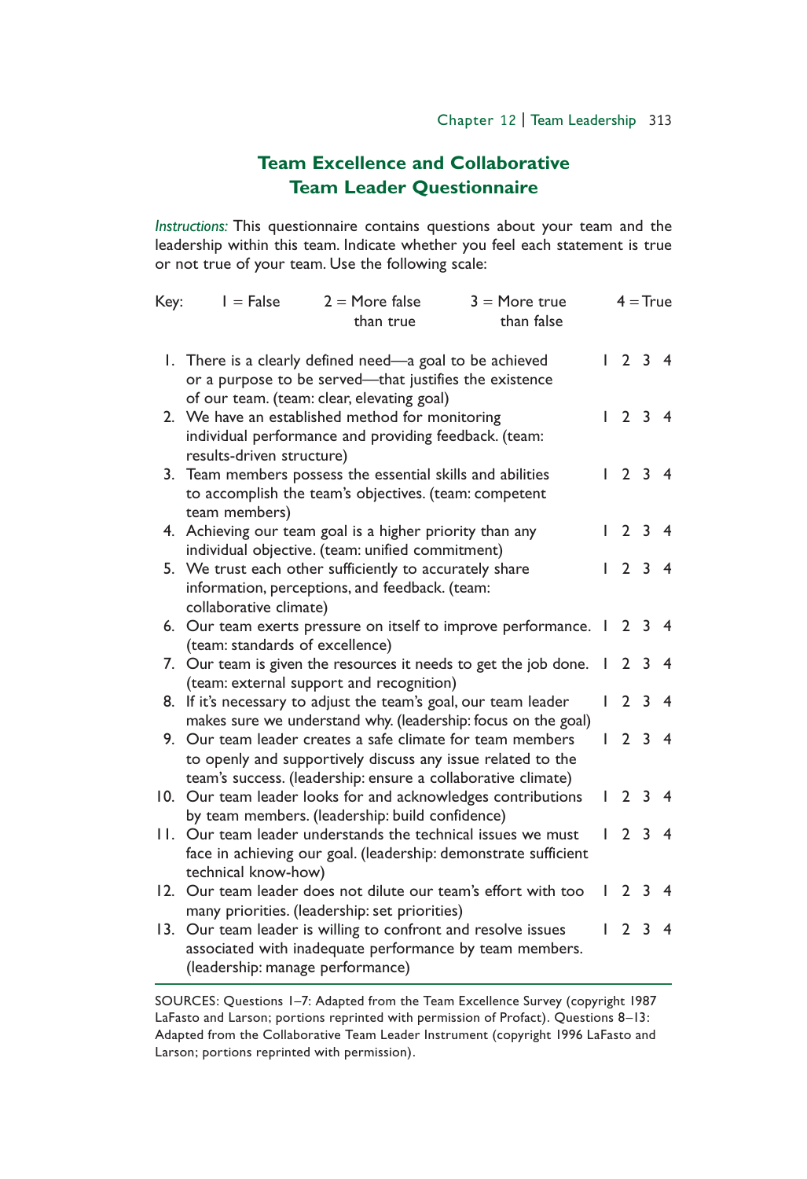## Team Excellence and Collaborative Team Leader Questionnaire

*Instructions:* This questionnaire contains questions about your team and the leadership within this team. Indicate whether you feel each statement is true or not true of your team. Use the following scale:

Key: 1 = False  2 = More false than true  3 = More true than false  4 = True

| | | | | | |
|---|---|---|---|---|---|
| 1. | There is a clearly defined need—a goal to be achieved or a purpose to be served—that justifies the existence of our team. (team: clear, elevating goal) | 1 | 2 | 3 | 4 |
| 2. | We have an established method for monitoring individual performance and providing feedback. (team: results-driven structure) | 1 | 2 | 3 | 4 |
| 3. | Team members possess the essential skills and abilities to accomplish the team's objectives. (team: competent team members) | 1 | 2 | 3 | 4 |
| 4. | Achieving our team goal is a higher priority than any individual objective. (team: unified commitment) | 1 | 2 | 3 | 4 |
| 5. | We trust each other sufficiently to accurately share information, perceptions, and feedback. (team: collaborative climate) | 1 | 2 | 3 | 4 |
| 6. | Our team exerts pressure on itself to improve performance. (team: standards of excellence) | 1 | 2 | 3 | 4 |
| 7. | Our team is given the resources it needs to get the job done. (team: external support and recognition) | 1 | 2 | 3 | 4 |
| 8. | If it's necessary to adjust the team's goal, our team leader makes sure we understand why. (leadership: focus on the goal) | 1 | 2 | 3 | 4 |
| 9. | Our team leader creates a safe climate for team members to openly and supportively discuss any issue related to the team's success. (leadership: ensure a collaborative climate) | 1 | 2 | 3 | 4 |
| 10. | Our team leader looks for and acknowledges contributions by team members. (leadership: build confidence) | 1 | 2 | 3 | 4 |
| 11. | Our team leader understands the technical issues we must face in achieving our goal. (leadership: demonstrate sufficient technical know-how) | 1 | 2 | 3 | 4 |
| 12. | Our team leader does not dilute our team's effort with too many priorities. (leadership: set priorities) | 1 | 2 | 3 | 4 |
| 13. | Our team leader is willing to confront and resolve issues associated with inadequate performance by team members. (leadership: manage performance) | 1 | 2 | 3 | 4 |

SOURCES: Questions 1–7: Adapted from the Team Excellence Survey (copyright 1987 LaFasto and Larson; portions reprinted with permission of Profact). Questions 8–13: Adapted from the Collaborative Team Leader Instrument (copyright 1996 LaFasto and Larson; portions reprinted with permission).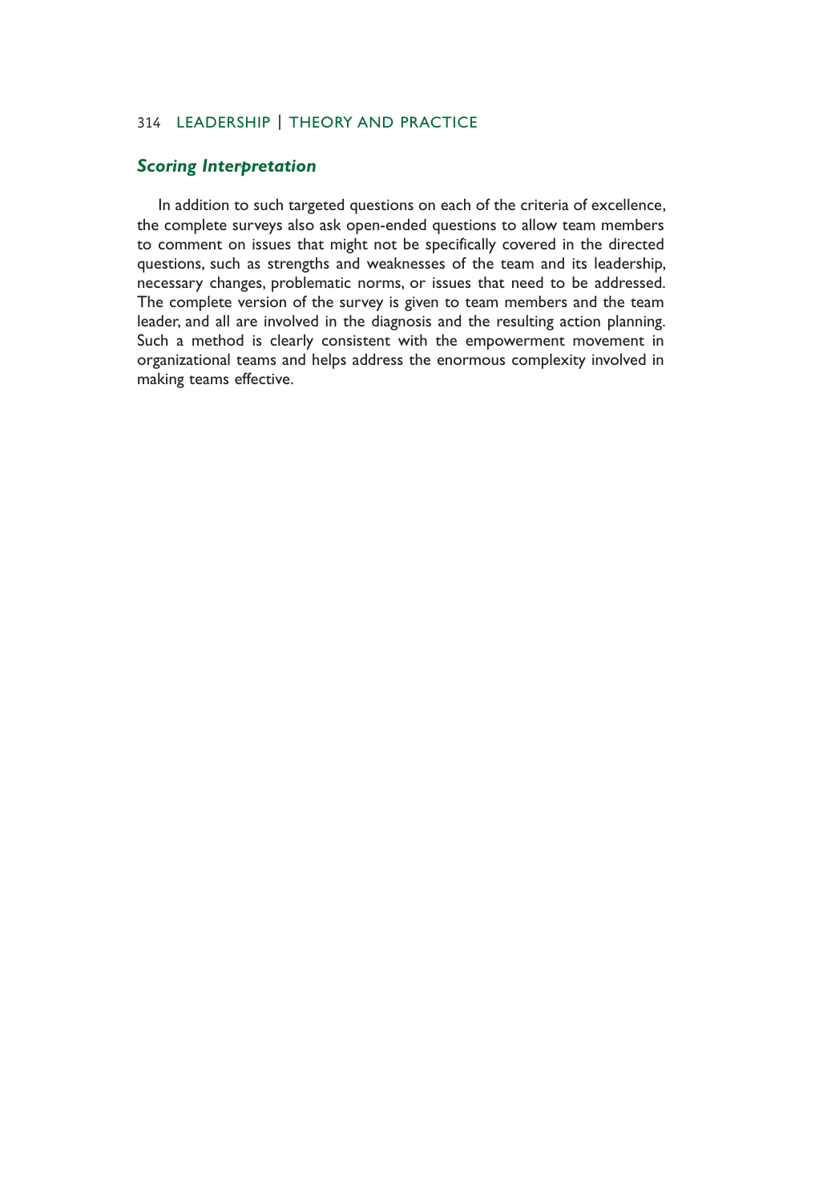### *Scoring Interpretation*

In addition to such targeted questions on each of the criteria of excellence, the complete surveys also ask open-ended questions to allow team members to comment on issues that might not be specifically covered in the directed questions, such as strengths and weaknesses of the team and its leadership, necessary changes, problematic norms, or issues that need to be addressed. The complete version of the survey is given to team members and the team leader, and all are involved in the diagnosis and the resulting action planning. Such a method is clearly consistent with the empowerment movement in organizational teams and helps address the enormous complexity involved in making teams effective.